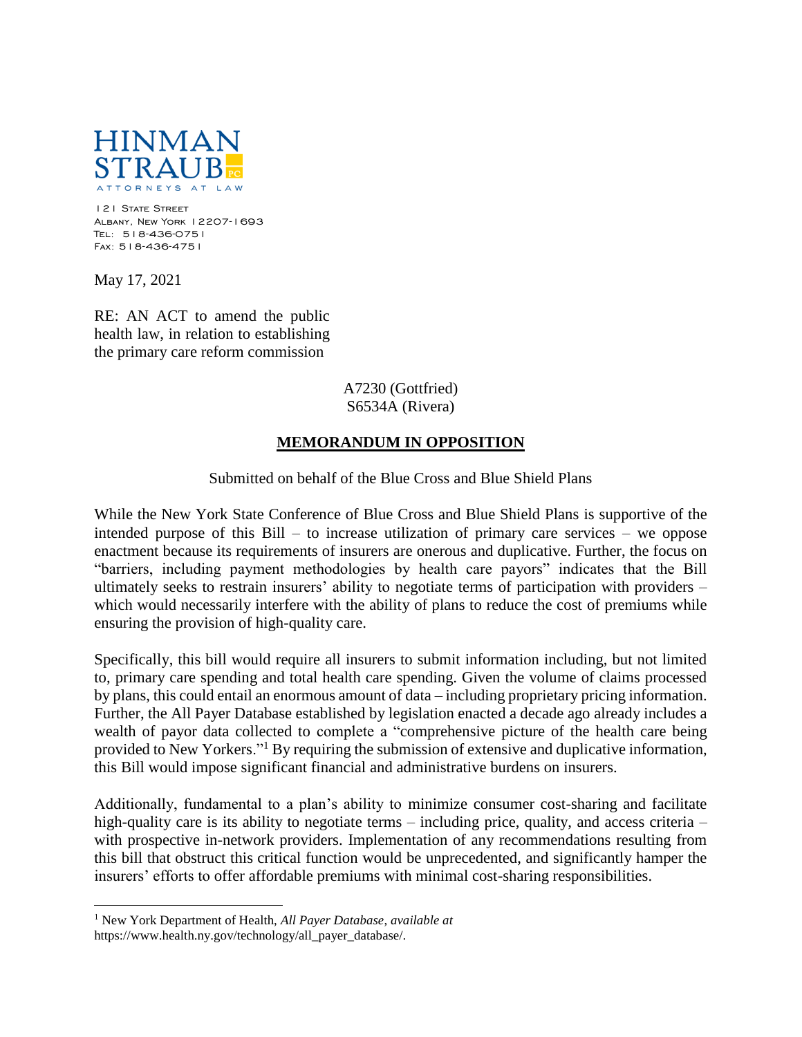HINMAN STRAUB PC

ATTORNEYS AT LAW

121 State Street
Albany, New York 12207-1693
Tel: 518-436-0751
Fax: 518-436-4751

May 17, 2021

RE: AN ACT to amend the public health law, in relation to establishing the primary care reform commission

A7230 (Gottfried)
S6534A (Rivera)

**MEMORANDUM IN OPPOSITION**

Submitted on behalf of the Blue Cross and Blue Shield Plans

While the New York State Conference of Blue Cross and Blue Shield Plans is supportive of the intended purpose of this Bill – to increase utilization of primary care services – we oppose enactment because its requirements of insurers are onerous and duplicative. Further, the focus on "barriers, including payment methodologies by health care payors" indicates that the Bill ultimately seeks to restrain insurers' ability to negotiate terms of participation with providers – which would necessarily interfere with the ability of plans to reduce the cost of premiums while ensuring the provision of high-quality care.

Specifically, this bill would require all insurers to submit information including, but not limited to, primary care spending and total health care spending. Given the volume of claims processed by plans, this could entail an enormous amount of data – including proprietary pricing information. Further, the All Payer Database established by legislation enacted a decade ago already includes a wealth of payor data collected to complete a "comprehensive picture of the health care being provided to New Yorkers."[1] By requiring the submission of extensive and duplicative information, this Bill would impose significant financial and administrative burdens on insurers.

Additionally, fundamental to a plan's ability to minimize consumer cost-sharing and facilitate high-quality care is its ability to negotiate terms – including price, quality, and access criteria – with prospective in-network providers. Implementation of any recommendations resulting from this bill that obstruct this critical function would be unprecedented, and significantly hamper the insurers' efforts to offer affordable premiums with minimal cost-sharing responsibilities.

[1] New York Department of Health, *All Payer Database*, *available at* https://www.health.ny.gov/technology/all_payer_database/.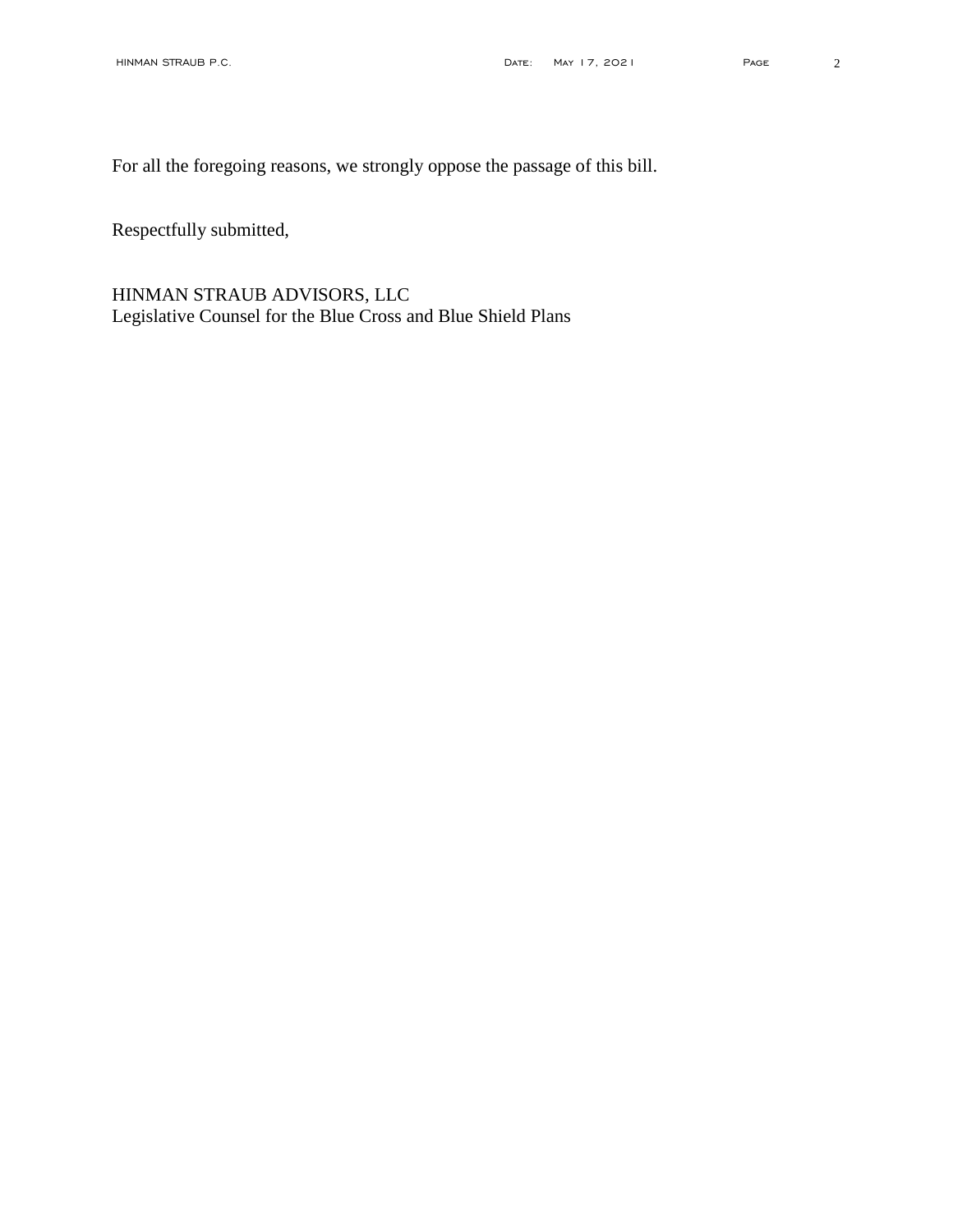For all the foregoing reasons, we strongly oppose the passage of this bill.

Respectfully submitted,

HINMAN STRAUB ADVISORS, LLC
Legislative Counsel for the Blue Cross and Blue Shield Plans